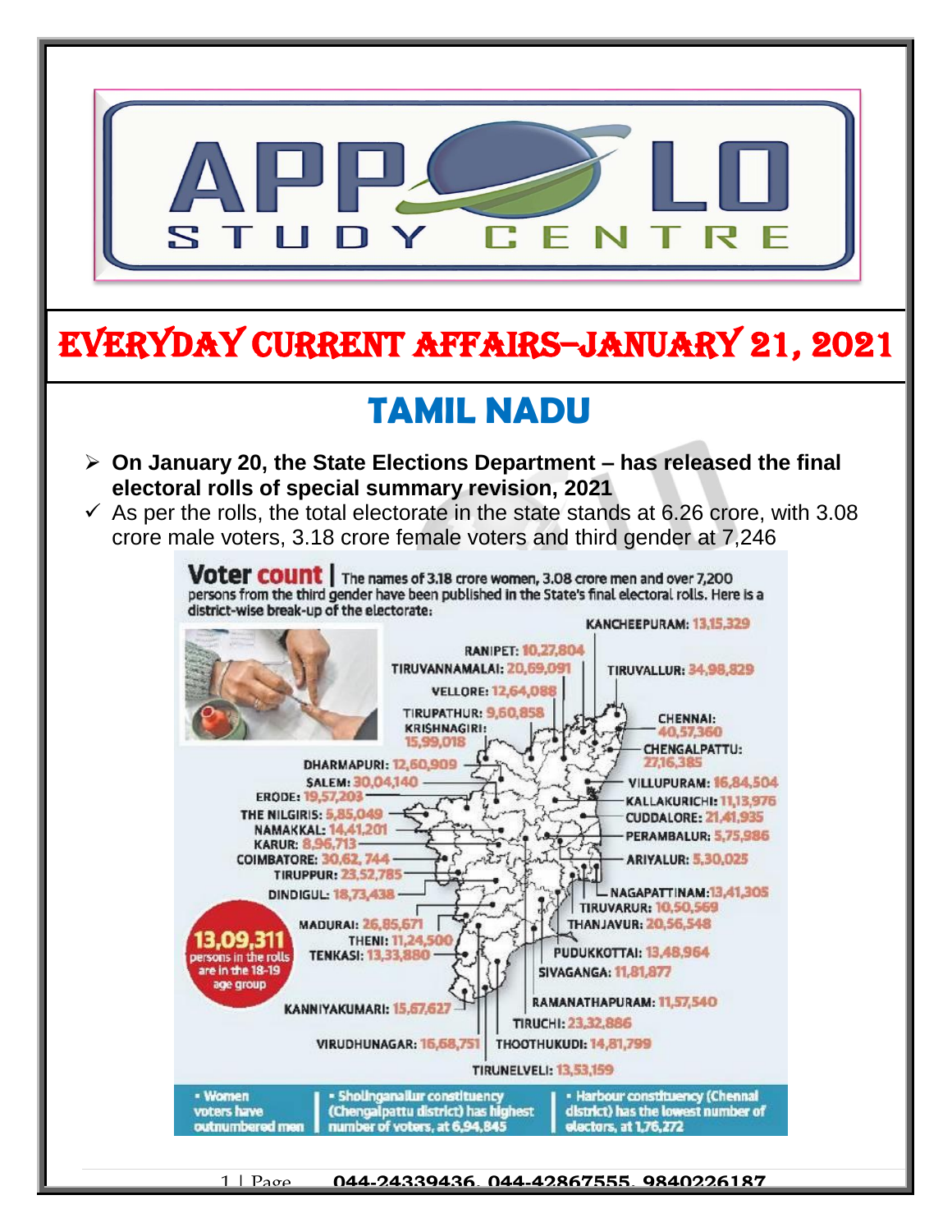# EVERYDAY CURRENT AFFAIRS–JANUARY 21, 2021

## TAMIL NADU

- **On January 20, the State Elections Department – has released the final electoral rolls of special summary revision, 2021**
  - As per the rolls, the total electorate in the state stands at 6.26 crore, with 3.08 crore male voters, 3.18 crore female voters and third gender at 7,246

**Voter count** | The names of 3.18 crore women, 3.08 crore men and over 7,200 persons from the third gender have been published in the State's final electoral rolls. Here is a district-wise break-up of the electorate:

| District | Electorate |
|---|---|
| KANCHEEPURAM | 13,15,329 |
| RANIPET | 10,27,804 |
| TIRUVANNAMALAI | 20,69,091 |
| TIRUVALLUR | 34,98,829 |
| VELLORE | 12,64,088 |
| TIRUPATHUR | 9,60,858 |
| KRISHNAGIRI | 15,99,018 |
| CHENNAI | 40,57,360 |
| CHENGALPATTU | 27,16,385 |
| DHARMAPURI | 12,60,909 |
| SALEM | 30,04,140 |
| VILLUPURAM | 16,84,504 |
| ERODE | 19,57,203 |
| KALLAKURICHI | 11,13,976 |
| THE NILGIRIS | 5,85,049 |
| CUDDALORE | 21,41,935 |
| NAMAKKAL | 14,41,201 |
| PERAMBALUR | 5,75,986 |
| KARUR | 8,96,713 |
| COIMBATORE | 30,62,744 |
| ARIYALUR | 5,30,025 |
| TIRUPPUR | 23,52,785 |
| DINDIGUL | 18,73,438 |
| NAGAPATTINAM | 13,41,305 |
| TIRUVARUR | 10,50,569 |
| MADURAI | 26,85,671 |
| THANJAVUR | 20,56,548 |
| THENI | 11,24,500 |
| TENKASI | 13,33,880 |
| PUDUKKOTTAI | 13,48,964 |
| SIVAGANGA | 11,81,877 |
| RAMANATHAPURAM | 11,57,540 |
| KANNIYAKUMARI | 15,67,627 |
| TIRUCHI | 23,32,886 |
| VIRUDHUNAGAR | 16,68,751 |
| THOOTHUKUDI | 14,81,799 |
| TIRUNELVELI | 13,53,159 |

**13,09,311** persons in the rolls are in the 18-19 age group

- Women voters have outnumbered men
- Sholinganallur constituency (Chengalpattu district) has highest number of voters, at 6,94,845
- Harbour constituency (Chennai district) has the lowest number of electors, at 1,76,272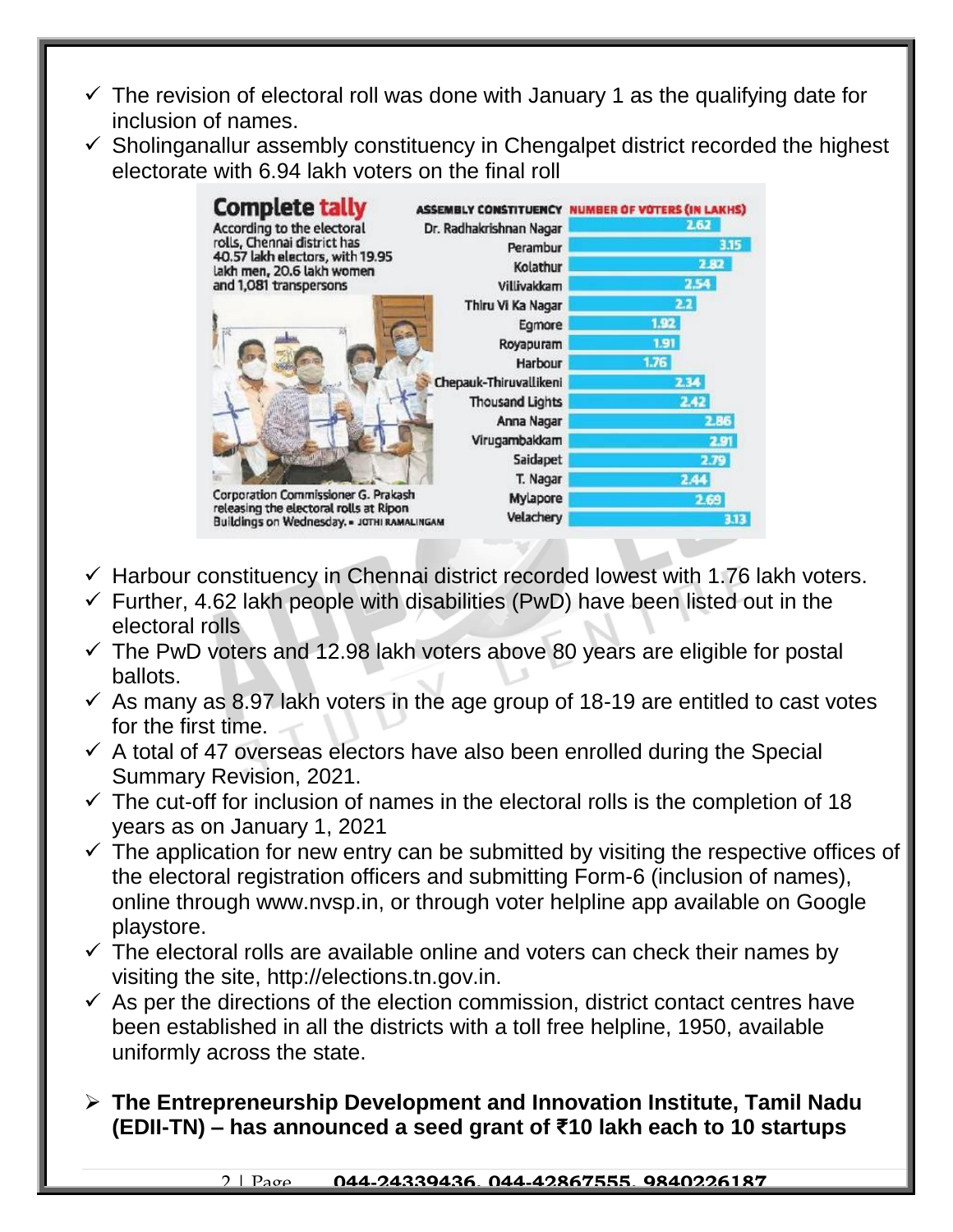- ✓ The revision of electoral roll was done with January 1 as the qualifying date for inclusion of names.
- ✓ Sholinganallur assembly constituency in Chengalpet district recorded the highest electorate with 6.94 lakh voters on the final roll

**Complete tally**

According to the electoral rolls, Chennai district has 40.57 lakh electors, with 19.95 lakh men, 20.6 lakh women and 1,081 transpersons

| ASSEMBLY CONSTITUENCY | NUMBER OF VOTERS (IN LAKHS) |
|---|---|
| Dr. Radhakrishnan Nagar | 2.62 |
| Perambur | 3.15 |
| Kolathur | 2.82 |
| Villivakkam | 2.54 |
| Thiru Vi Ka Nagar | 2.2 |
| Egmore | 1.92 |
| Royapuram | 1.91 |
| Harbour | 1.76 |
| Chepauk-Thiruvallikeni | 2.34 |
| Thousand Lights | 2.42 |
| Anna Nagar | 2.86 |
| Virugambakkam | 2.91 |
| Saidapet | 2.79 |
| T. Nagar | 2.44 |
| Mylapore | 2.69 |
| Velachery | 3.13 |

Corporation Commissioner G. Prakash releasing the electoral rolls at Ripon Buildings on Wednesday. • JOTHI RAMALINGAM

- ✓ Harbour constituency in Chennai district recorded lowest with 1.76 lakh voters.
- ✓ Further, 4.62 lakh people with disabilities (PwD) have been listed out in the electoral rolls
- ✓ The PwD voters and 12.98 lakh voters above 80 years are eligible for postal ballots.
- ✓ As many as 8.97 lakh voters in the age group of 18-19 are entitled to cast votes for the first time.
- ✓ A total of 47 overseas electors have also been enrolled during the Special Summary Revision, 2021.
- ✓ The cut-off for inclusion of names in the electoral rolls is the completion of 18 years as on January 1, 2021
- ✓ The application for new entry can be submitted by visiting the respective offices of the electoral registration officers and submitting Form-6 (inclusion of names), online through www.nvsp.in, or through voter helpline app available on Google playstore.
- ✓ The electoral rolls are available online and voters can check their names by visiting the site, http://elections.tn.gov.in.
- ✓ As per the directions of the election commission, district contact centres have been established in all the districts with a toll free helpline, 1950, available uniformly across the state.

➢ **The Entrepreneurship Development and Innovation Institute, Tamil Nadu (EDII-TN) – has announced a seed grant of ₹10 lakh each to 10 startups**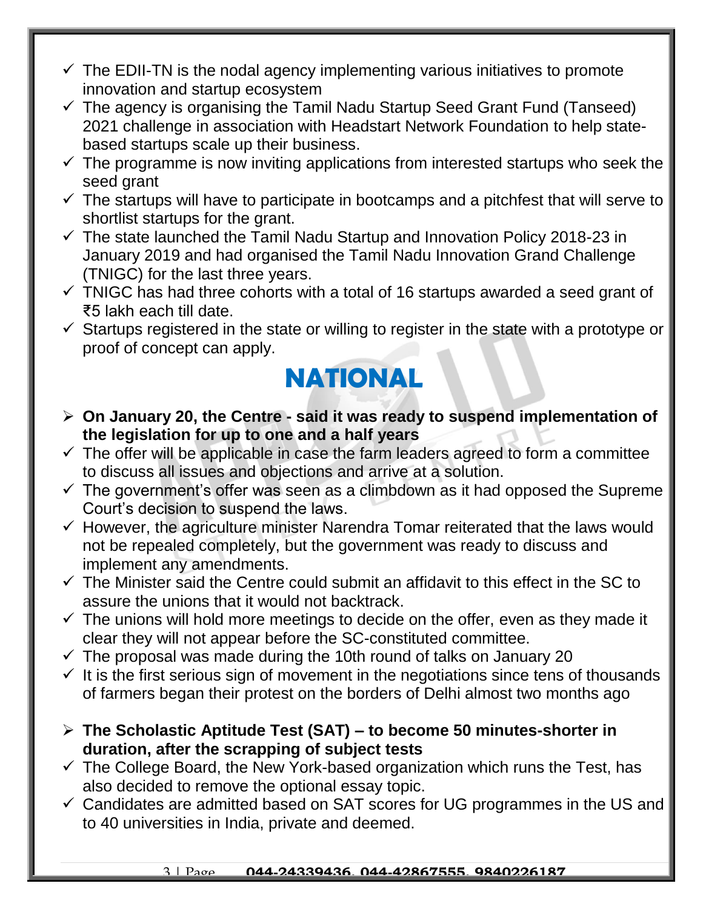- ✓ The EDII-TN is the nodal agency implementing various initiatives to promote innovation and startup ecosystem
- ✓ The agency is organising the Tamil Nadu Startup Seed Grant Fund (Tanseed) 2021 challenge in association with Headstart Network Foundation to help state-based startups scale up their business.
- ✓ The programme is now inviting applications from interested startups who seek the seed grant
- ✓ The startups will have to participate in bootcamps and a pitchfest that will serve to shortlist startups for the grant.
- ✓ The state launched the Tamil Nadu Startup and Innovation Policy 2018-23 in January 2019 and had organised the Tamil Nadu Innovation Grand Challenge (TNIGC) for the last three years.
- ✓ TNIGC has had three cohorts with a total of 16 startups awarded a seed grant of ₹5 lakh each till date.
- ✓ Startups registered in the state or willing to register in the state with a prototype or proof of concept can apply.

# NATIONAL

- **On January 20, the Centre - said it was ready to suspend implementation of the legislation for up to one and a half years**
- ✓ The offer will be applicable in case the farm leaders agreed to form a committee to discuss all issues and objections and arrive at a solution.
- ✓ The government's offer was seen as a climbdown as it had opposed the Supreme Court's decision to suspend the laws.
- ✓ However, the agriculture minister Narendra Tomar reiterated that the laws would not be repealed completely, but the government was ready to discuss and implement any amendments.
- ✓ The Minister said the Centre could submit an affidavit to this effect in the SC to assure the unions that it would not backtrack.
- ✓ The unions will hold more meetings to decide on the offer, even as they made it clear they will not appear before the SC-constituted committee.
- ✓ The proposal was made during the 10th round of talks on January 20
- ✓ It is the first serious sign of movement in the negotiations since tens of thousands of farmers began their protest on the borders of Delhi almost two months ago

- **The Scholastic Aptitude Test (SAT) – to become 50 minutes-shorter in duration, after the scrapping of subject tests**
- ✓ The College Board, the New York-based organization which runs the Test, has also decided to remove the optional essay topic.
- ✓ Candidates are admitted based on SAT scores for UG programmes in the US and to 40 universities in India, private and deemed.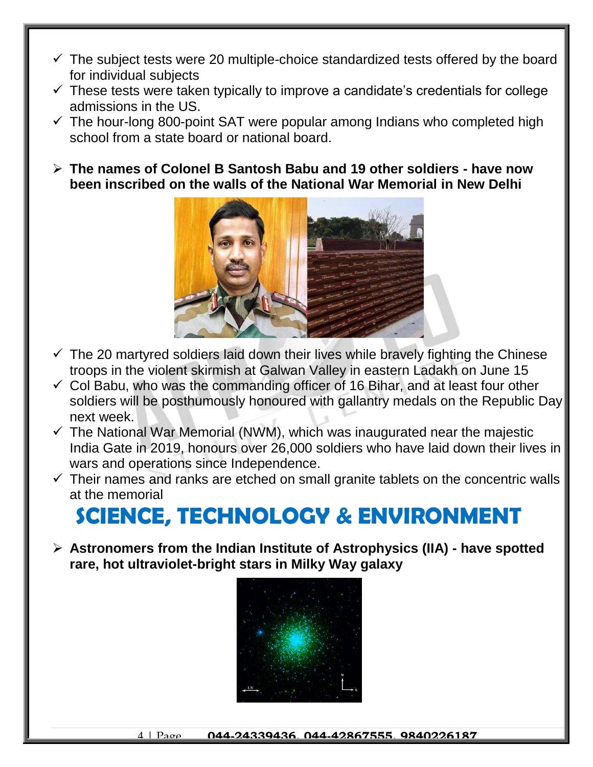- ✓ The subject tests were 20 multiple-choice standardized tests offered by the board for individual subjects
- ✓ These tests were taken typically to improve a candidate's credentials for college admissions in the US.
- ✓ The hour-long 800-point SAT were popular among Indians who completed high school from a state board or national board.

- **The names of Colonel B Santosh Babu and 19 other soldiers - have now been inscribed on the walls of the National War Memorial in New Delhi**

- ✓ The 20 martyred soldiers laid down their lives while bravely fighting the Chinese troops in the violent skirmish at Galwan Valley in eastern Ladakh on June 15
- ✓ Col Babu, who was the commanding officer of 16 Bihar, and at least four other soldiers will be posthumously honoured with gallantry medals on the Republic Day next week.
- ✓ The National War Memorial (NWM), which was inaugurated near the majestic India Gate in 2019, honours over 26,000 soldiers who have laid down their lives in wars and operations since Independence.
- ✓ Their names and ranks are etched on small granite tablets on the concentric walls at the memorial

# SCIENCE, TECHNOLOGY & ENVIRONMENT

- **Astronomers from the Indian Institute of Astrophysics (IIA) - have spotted rare, hot ultraviolet-bright stars in Milky Way galaxy**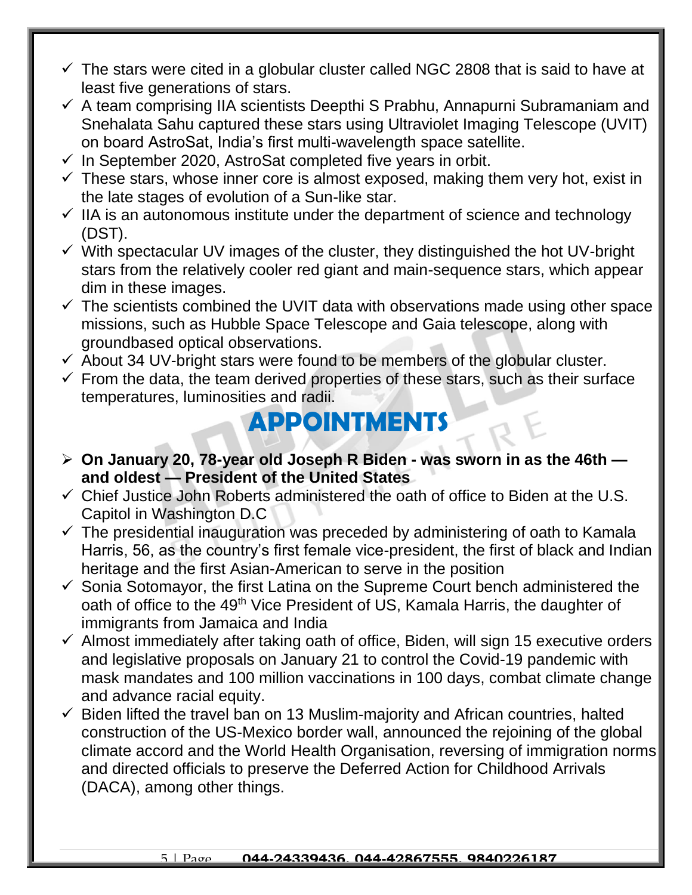- The stars were cited in a globular cluster called NGC 2808 that is said to have at least five generations of stars.
- A team comprising IIA scientists Deepthi S Prabhu, Annapurni Subramaniam and Snehalata Sahu captured these stars using Ultraviolet Imaging Telescope (UVIT) on board AstroSat, India's first multi-wavelength space satellite.
- In September 2020, AstroSat completed five years in orbit.
- These stars, whose inner core is almost exposed, making them very hot, exist in the late stages of evolution of a Sun-like star.
- IIA is an autonomous institute under the department of science and technology (DST).
- With spectacular UV images of the cluster, they distinguished the hot UV-bright stars from the relatively cooler red giant and main-sequence stars, which appear dim in these images.
- The scientists combined the UVIT data with observations made using other space missions, such as Hubble Space Telescope and Gaia telescope, along with groundbased optical observations.
- About 34 UV-bright stars were found to be members of the globular cluster.
- From the data, the team derived properties of these stars, such as their surface temperatures, luminosities and radii.

## APPOINTMENTS

- **On January 20, 78-year old Joseph R Biden - was sworn in as the 46th — and oldest — President of the United States**
  - Chief Justice John Roberts administered the oath of office to Biden at the U.S. Capitol in Washington D.C
  - The presidential inauguration was preceded by administering of oath to Kamala Harris, 56, as the country's first female vice-president, the first of black and Indian heritage and the first Asian-American to serve in the position
  - Sonia Sotomayor, the first Latina on the Supreme Court bench administered the oath of office to the 49th Vice President of US, Kamala Harris, the daughter of immigrants from Jamaica and India
  - Almost immediately after taking oath of office, Biden, will sign 15 executive orders and legislative proposals on January 21 to control the Covid-19 pandemic with mask mandates and 100 million vaccinations in 100 days, combat climate change and advance racial equity.
  - Biden lifted the travel ban on 13 Muslim-majority and African countries, halted construction of the US-Mexico border wall, announced the rejoining of the global climate accord and the World Health Organisation, reversing of immigration norms and directed officials to preserve the Deferred Action for Childhood Arrivals (DACA), among other things.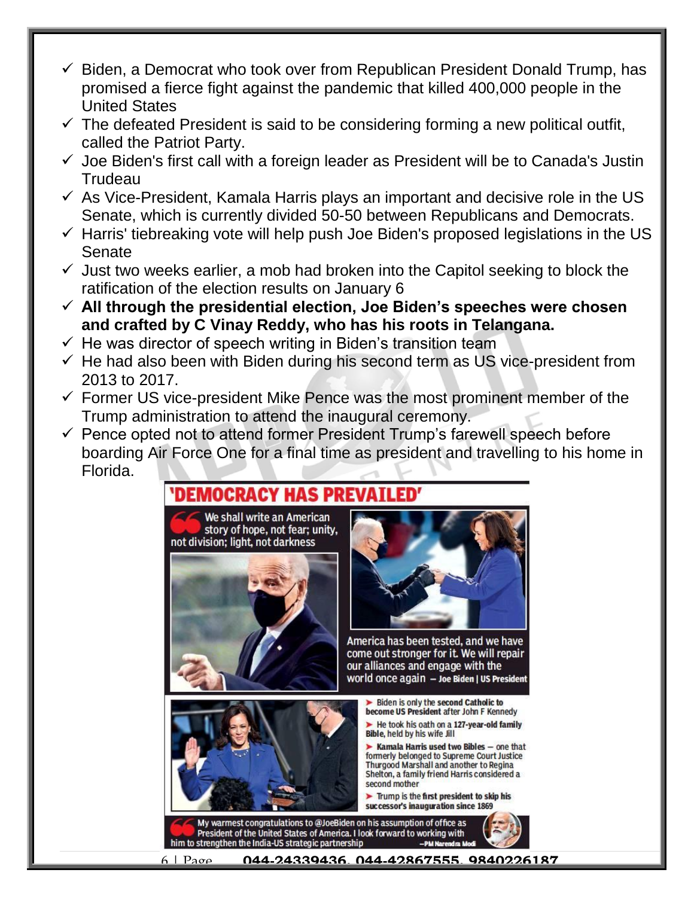- Biden, a Democrat who took over from Republican President Donald Trump, has promised a fierce fight against the pandemic that killed 400,000 people in the United States
- The defeated President is said to be considering forming a new political outfit, called the Patriot Party.
- Joe Biden's first call with a foreign leader as President will be to Canada's Justin Trudeau
- As Vice-President, Kamala Harris plays an important and decisive role in the US Senate, which is currently divided 50-50 between Republicans and Democrats.
- Harris' tiebreaking vote will help push Joe Biden's proposed legislations in the US Senate
- Just two weeks earlier, a mob had broken into the Capitol seeking to block the ratification of the election results on January 6
- **All through the presidential election, Joe Biden's speeches were chosen and crafted by C Vinay Reddy, who has his roots in Telangana.**
- He was director of speech writing in Biden's transition team
- He had also been with Biden during his second term as US vice-president from 2013 to 2017.
- Former US vice-president Mike Pence was the most prominent member of the Trump administration to attend the inaugural ceremony.
- Pence opted not to attend former President Trump's farewell speech before boarding Air Force One for a final time as president and travelling to his home in Florida.

## 'DEMOCRACY HAS PREVAILED'

We shall write an American story of hope, not fear; unity, not division; light, not darkness

America has been tested, and we have come out stronger for it. We will repair our alliances and engage with the world once again – **Joe Biden | US President**

- Biden is only the **second Catholic to become US President** after John F Kennedy
- He took his oath on a **127-year-old family Bible,** held by his wife Jill
- **Kamala Harris used two Bibles** – one that formerly belonged to Supreme Court Justice Thurgood Marshall and another to Regina Shelton, a family friend Harris considered a second mother
- Trump is the **first president to skip his successor's inauguration since 1869**

My warmest congratulations to @JoeBiden on his assumption of office as President of the United States of America. I look forward to working with him to strengthen the India-US strategic partnership –**PM Narendra Modi**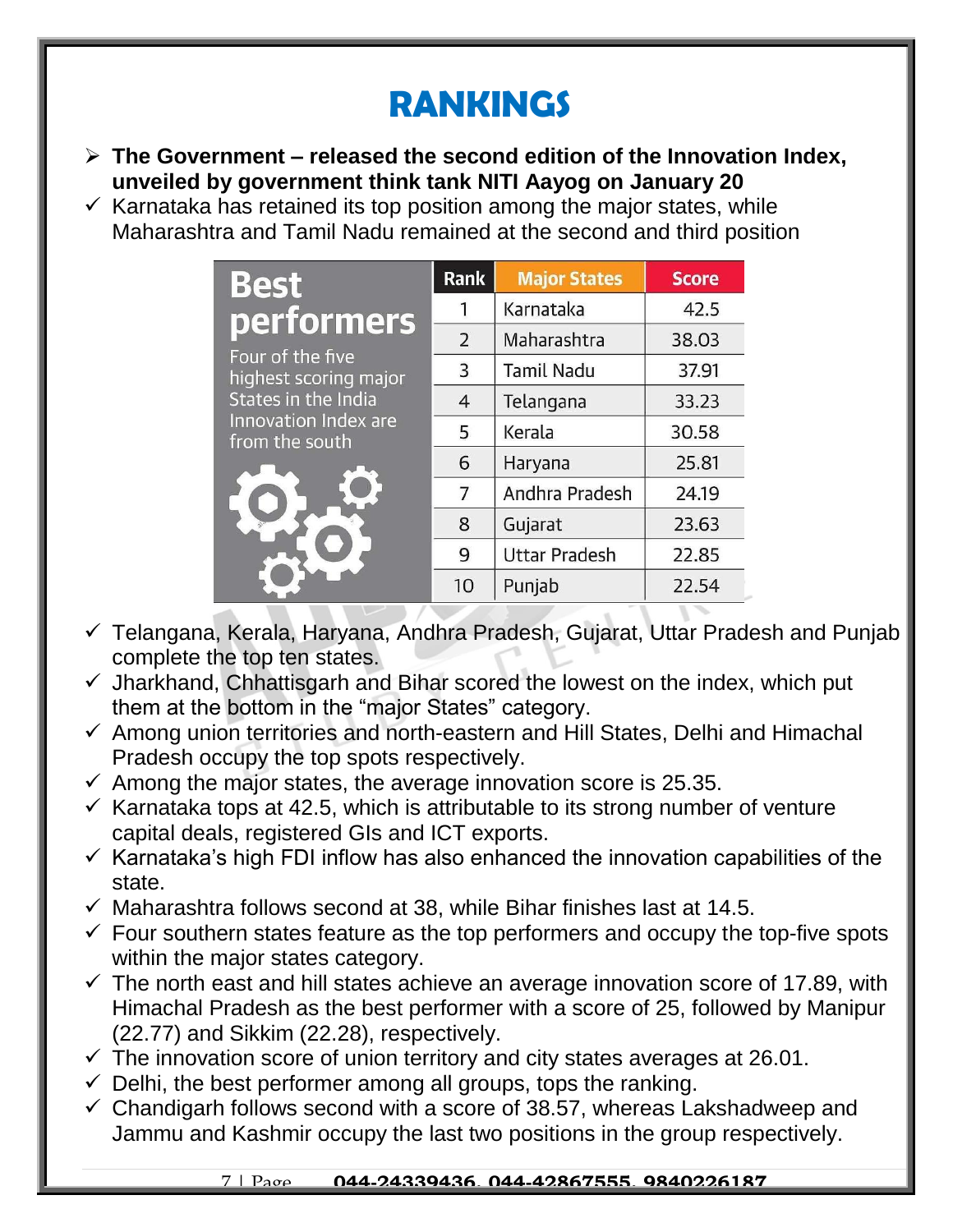# RANKINGS

- **The Government – released the second edition of the Innovation Index, unveiled by government think tank NITI Aayog on January 20**
- ✓ Karnataka has retained its top position among the major states, while Maharashtra and Tamil Nadu remained at the second and third position

**Best performers**

Four of the five highest scoring major States in the India Innovation Index are from the south

| Rank | Major States | Score |
|---|---|---|
| 1 | Karnataka | 42.5 |
| 2 | Maharashtra | 38.03 |
| 3 | Tamil Nadu | 37.91 |
| 4 | Telangana | 33.23 |
| 5 | Kerala | 30.58 |
| 6 | Haryana | 25.81 |
| 7 | Andhra Pradesh | 24.19 |
| 8 | Gujarat | 23.63 |
| 9 | Uttar Pradesh | 22.85 |
| 10 | Punjab | 22.54 |

- ✓ Telangana, Kerala, Haryana, Andhra Pradesh, Gujarat, Uttar Pradesh and Punjab complete the top ten states.
- ✓ Jharkhand, Chhattisgarh and Bihar scored the lowest on the index, which put them at the bottom in the "major States" category.
- ✓ Among union territories and north-eastern and Hill States, Delhi and Himachal Pradesh occupy the top spots respectively.
- ✓ Among the major states, the average innovation score is 25.35.
- ✓ Karnataka tops at 42.5, which is attributable to its strong number of venture capital deals, registered GIs and ICT exports.
- ✓ Karnataka's high FDI inflow has also enhanced the innovation capabilities of the state.
- ✓ Maharashtra follows second at 38, while Bihar finishes last at 14.5.
- ✓ Four southern states feature as the top performers and occupy the top-five spots within the major states category.
- ✓ The north east and hill states achieve an average innovation score of 17.89, with Himachal Pradesh as the best performer with a score of 25, followed by Manipur (22.77) and Sikkim (22.28), respectively.
- ✓ The innovation score of union territory and city states averages at 26.01.
- ✓ Delhi, the best performer among all groups, tops the ranking.
- ✓ Chandigarh follows second with a score of 38.57, whereas Lakshadweep and Jammu and Kashmir occupy the last two positions in the group respectively.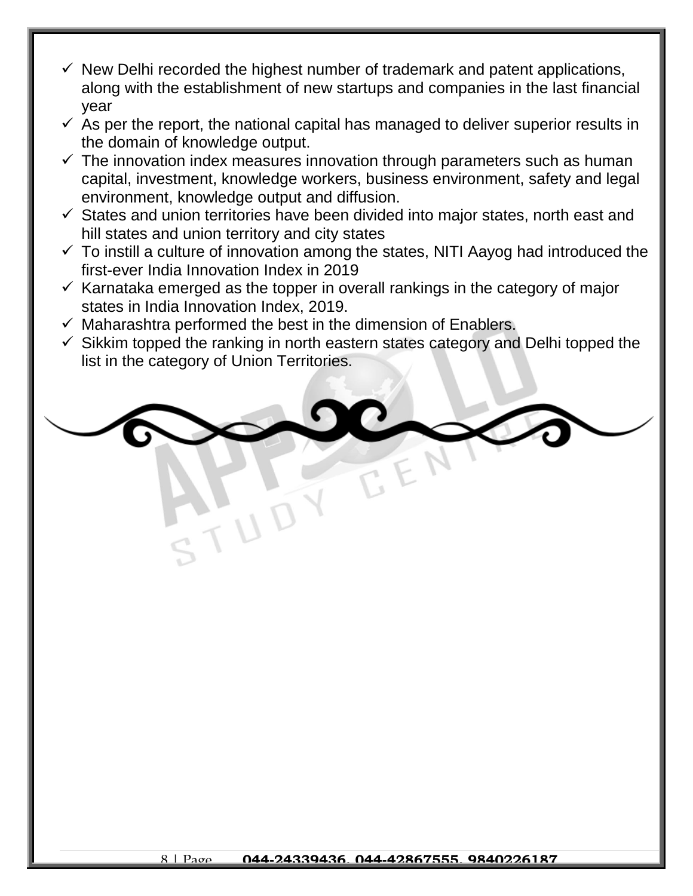- New Delhi recorded the highest number of trademark and patent applications, along with the establishment of new startups and companies in the last financial year
- As per the report, the national capital has managed to deliver superior results in the domain of knowledge output.
- The innovation index measures innovation through parameters such as human capital, investment, knowledge workers, business environment, safety and legal environment, knowledge output and diffusion.
- States and union territories have been divided into major states, north east and hill states and union territory and city states
- To instill a culture of innovation among the states, NITI Aayog had introduced the first-ever India Innovation Index in 2019
- Karnataka emerged as the topper in overall rankings in the category of major states in India Innovation Index, 2019.
- Maharashtra performed the best in the dimension of Enablers.
- Sikkim topped the ranking in north eastern states category and Delhi topped the list in the category of Union Territories.